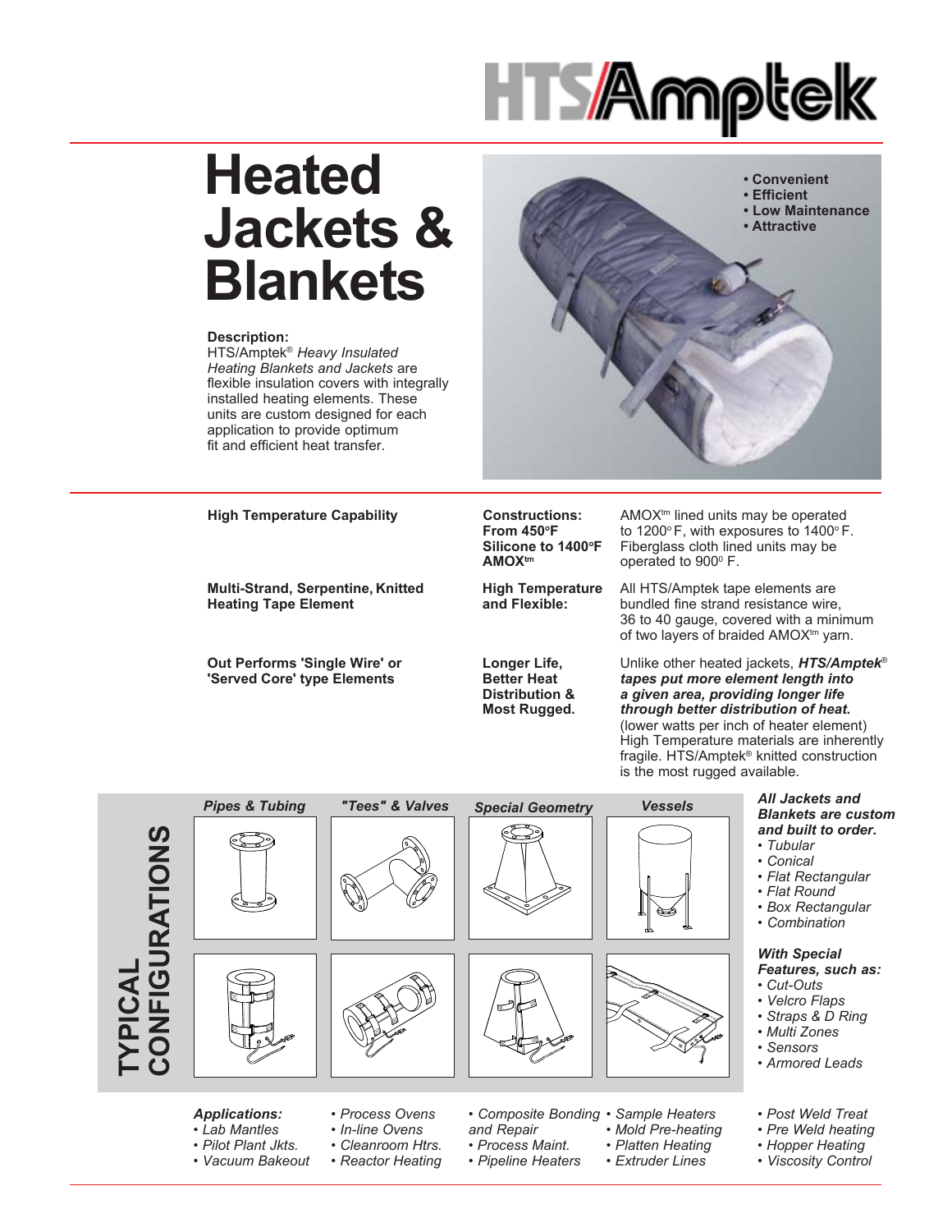# HTS/Amptek

# Heated Jackets & Blankets

**Description:**
HTS/Amptek® *Heavy Insulated Heating Blankets and Jackets* are flexible insulation covers with integrally installed heating elements. These units are custom designed for each application to provide optimum fit and efficient heat transfer.

- **Convenient**
- **Efficient**
- **Low Maintenance**
- **Attractive**

**High Temperature Capability**

**Constructions: From 450°F Silicone to 1400°F AMOX™**

AMOX™ lined units may be operated to 1200° F, with exposures to 1400° F. Fiberglass cloth lined units may be operated to 900° F.

**Multi-Strand, Serpentine, Knitted Heating Tape Element**

**High Temperature and Flexible:**

All HTS/Amptek tape elements are bundled fine strand resistance wire, 36 to 40 gauge, covered with a minimum of two layers of braided AMOX™ yarn.

**Out Performs 'Single Wire' or 'Served Core' type Elements**

**Longer Life, Better Heat Distribution & Most Rugged.**

Unlike other heated jackets, ***HTS/Amptek® tapes put more element length into a given area, providing longer life through better distribution of heat.*** (lower watts per inch of heater element) High Temperature materials are inherently fragile. HTS/Amptek® knitted construction is the most rugged available.

## TYPICAL CONFIGURATIONS

*Pipes & Tubing* | *"Tees" & Valves* | *Special Geometry* | *Vessels*

***All Jackets and Blankets are custom and built to order.***

- *Tubular*
- *Conical*
- *Flat Rectangular*
- *Flat Round*
- *Box Rectangular*
- *Combination*

***With Special Features, such as:***

- *Cut-Outs*
- *Velcro Flaps*
- *Straps & D Ring*
- *Multi Zones*
- *Sensors*
- *Armored Leads*

***Applications:***

- *Lab Mantles*
- *Pilot Plant Jkts.*
- *Vacuum Bakeout*
- *Process Ovens*
- *In-line Ovens*
- *Cleanroom Htrs.*
- *Reactor Heating*
- *Composite Bonding and Repair*
- *Process Maint.*
- *Pipeline Heaters*
- *Sample Heaters*
- *Mold Pre-heating*
- *Platten Heating*
- *Extruder Lines*
- *Post Weld Treat*
- *Pre Weld heating*
- *Hopper Heating*
- *Viscosity Control*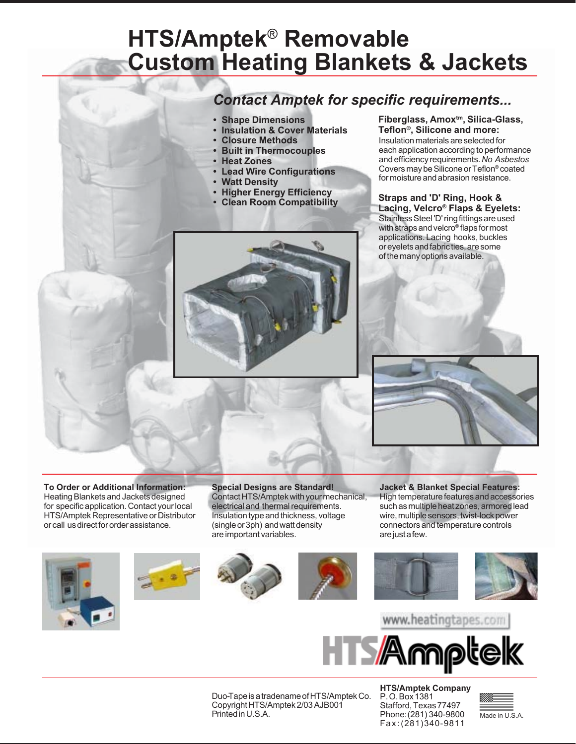# HTS/Amptek® Removable Custom Heating Blankets & Jackets

## *Contact Amptek for specific requirements...*

- Shape Dimensions
- Insulation & Cover Materials
- Closure Methods
- Built in Thermocouples
- Heat Zones
- Lead Wire Configurations
- Watt Density
- Higher Energy Efficiency
- Clean Room Compatibility

**Fiberglass, Amox^tm, Silica-Glass, Teflon®, Silicone and more:**
Insulation materials are selected for each application according to performance and efficiency requirements. *No Asbestos* Covers may be Silicone or Teflon® coated for moisture and abrasion resistance.

**Straps and 'D' Ring, Hook & Lacing, Velcro® Flaps & Eyelets:**
Stainless Steel 'D' ring fittings are used with straps and velcro® flaps for most applications. Lacing hooks, buckles or eyelets and fabric ties, are some of the many options available.

**To Order or Additional Information:**
Heating Blankets and Jackets designed for specific application. Contact your local HTS/Amptek Representative or Distributor or call us direct for order assistance.

**Special Designs are Standard!**
Contact HTS/Amptek with your mechanical, electrical and thermal requirements. Insulation type and thickness, voltage (single or 3ph) and watt density are important variables.

**Jacket & Blanket Special Features:**
High temperature features and accessories such as multiple heat zones, armored lead wire, multiple sensors, twist-lock power connectors and temperature controls are just a few.

www.heatingtapes.com

HTS/Amptek

Duo-Tape is a tradename of HTS/Amptek Co.
Copyright HTS/Amptek 2/03 AJB001
Printed in U.S.A.

**HTS/Amptek Company**
P. O. Box 1381
Stafford, Texas 77497
Phone: (281) 340-9800
Fax: (281) 340-9811

Made in U.S.A.